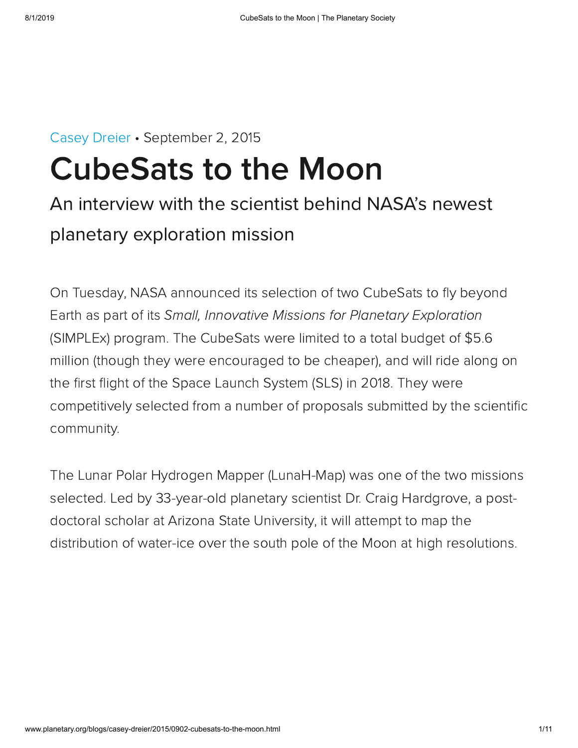Casey Dreier • September 2, 2015

# CubeSats to the Moon

## An interview with the scientist behind NASA's newest planetary exploration mission

On Tuesday, NASA announced its selection of two CubeSats to fly beyond Earth as part of its *Small, Innovative Missions for Planetary Exploration* (SIMPLEx) program. The CubeSats were limited to a total budget of $5.6 million (though they were encouraged to be cheaper), and will ride along on the first flight of the Space Launch System (SLS) in 2018. They were competitively selected from a number of proposals submitted by the scientific community.

The Lunar Polar Hydrogen Mapper (LunaH-Map) was one of the two missions selected. Led by 33-year-old planetary scientist Dr. Craig Hardgrove, a post-doctoral scholar at Arizona State University, it will attempt to map the distribution of water-ice over the south pole of the Moon at high resolutions.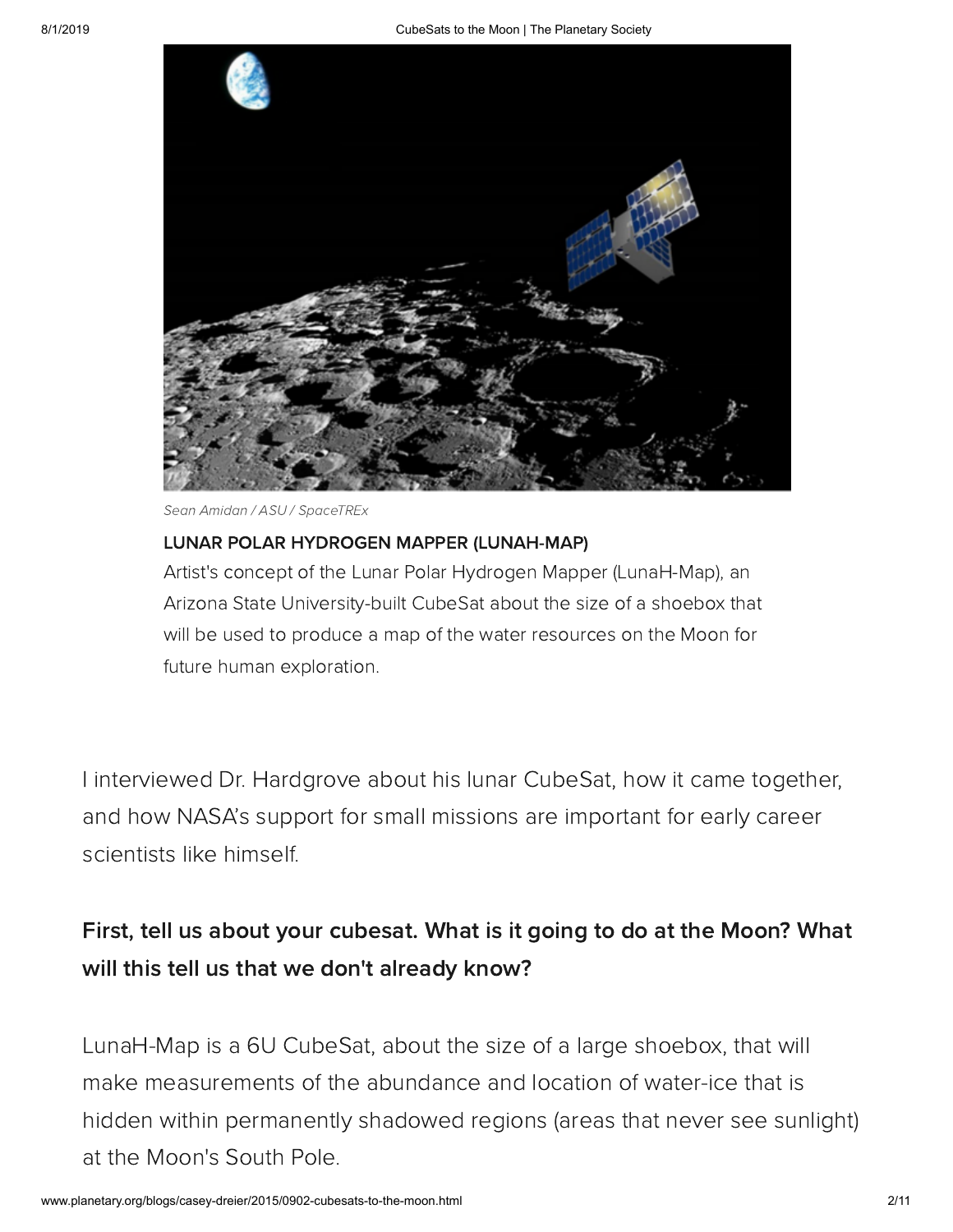Sean Amidan / ASU / SpaceTREx

**LUNAR POLAR HYDROGEN MAPPER (LUNAH-MAP)**

Artist's concept of the Lunar Polar Hydrogen Mapper (LunaH-Map), an Arizona State University-built CubeSat about the size of a shoebox that will be used to produce a map of the water resources on the Moon for future human exploration.

I interviewed Dr. Hardgrove about his lunar CubeSat, how it came together, and how NASA's support for small missions are important for early career scientists like himself.

### First, tell us about your cubesat. What is it going to do at the Moon? What will this tell us that we don't already know?

LunaH-Map is a 6U CubeSat, about the size of a large shoebox, that will make measurements of the abundance and location of water-ice that is hidden within permanently shadowed regions (areas that never see sunlight) at the Moon's South Pole.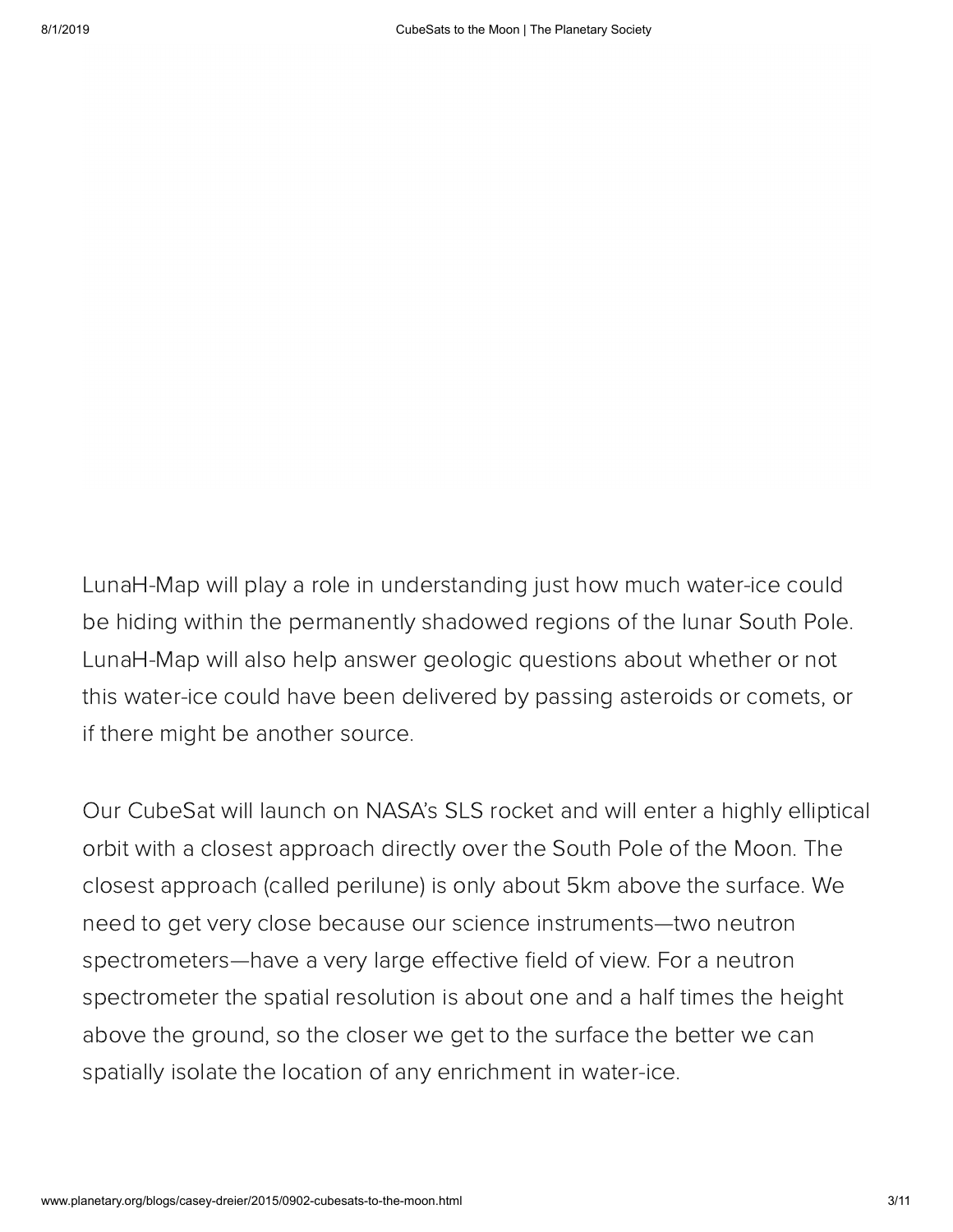LunaH-Map will play a role in understanding just how much water-ice could be hiding within the permanently shadowed regions of the lunar South Pole. LunaH-Map will also help answer geologic questions about whether or not this water-ice could have been delivered by passing asteroids or comets, or if there might be another source.

Our CubeSat will launch on NASA's SLS rocket and will enter a highly elliptical orbit with a closest approach directly over the South Pole of the Moon. The closest approach (called perilune) is only about 5km above the surface. We need to get very close because our science instruments—two neutron spectrometers—have a very large effective field of view. For a neutron spectrometer the spatial resolution is about one and a half times the height above the ground, so the closer we get to the surface the better we can spatially isolate the location of any enrichment in water-ice.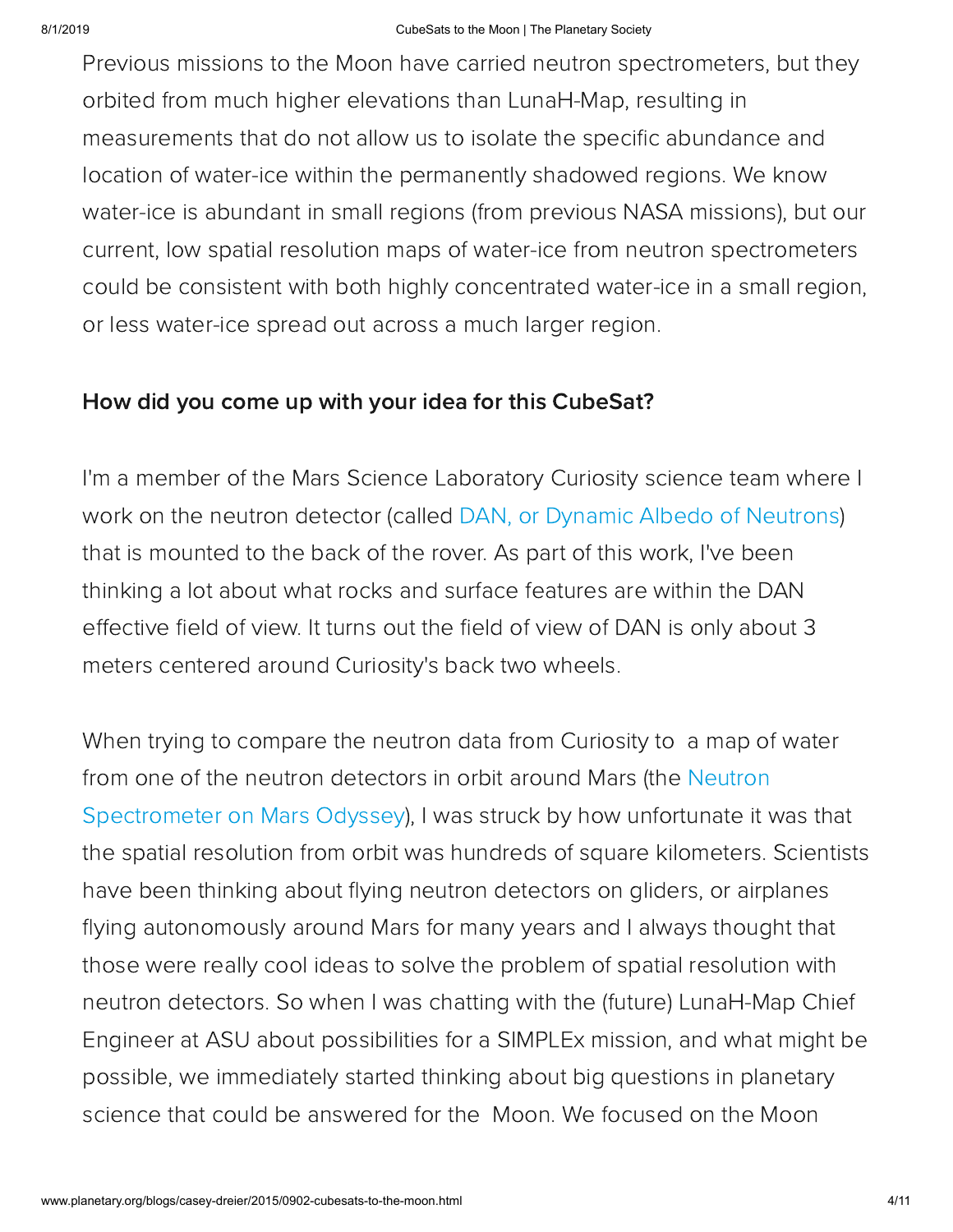Previous missions to the Moon have carried neutron spectrometers, but they orbited from much higher elevations than LunaH-Map, resulting in measurements that do not allow us to isolate the specific abundance and location of water-ice within the permanently shadowed regions. We know water-ice is abundant in small regions (from previous NASA missions), but our current, low spatial resolution maps of water-ice from neutron spectrometers could be consistent with both highly concentrated water-ice in a small region, or less water-ice spread out across a much larger region.

### How did you come up with your idea for this CubeSat?

I'm a member of the Mars Science Laboratory Curiosity science team where I work on the neutron detector (called DAN, or Dynamic Albedo of Neutrons) that is mounted to the back of the rover. As part of this work, I've been thinking a lot about what rocks and surface features are within the DAN effective field of view. It turns out the field of view of DAN is only about 3 meters centered around Curiosity's back two wheels.

When trying to compare the neutron data from Curiosity to a map of water from one of the neutron detectors in orbit around Mars (the Neutron Spectrometer on Mars Odyssey), I was struck by how unfortunate it was that the spatial resolution from orbit was hundreds of square kilometers. Scientists have been thinking about flying neutron detectors on gliders, or airplanes flying autonomously around Mars for many years and I always thought that those were really cool ideas to solve the problem of spatial resolution with neutron detectors. So when I was chatting with the (future) LunaH-Map Chief Engineer at ASU about possibilities for a SIMPLEx mission, and what might be possible, we immediately started thinking about big questions in planetary science that could be answered for the Moon. We focused on the Moon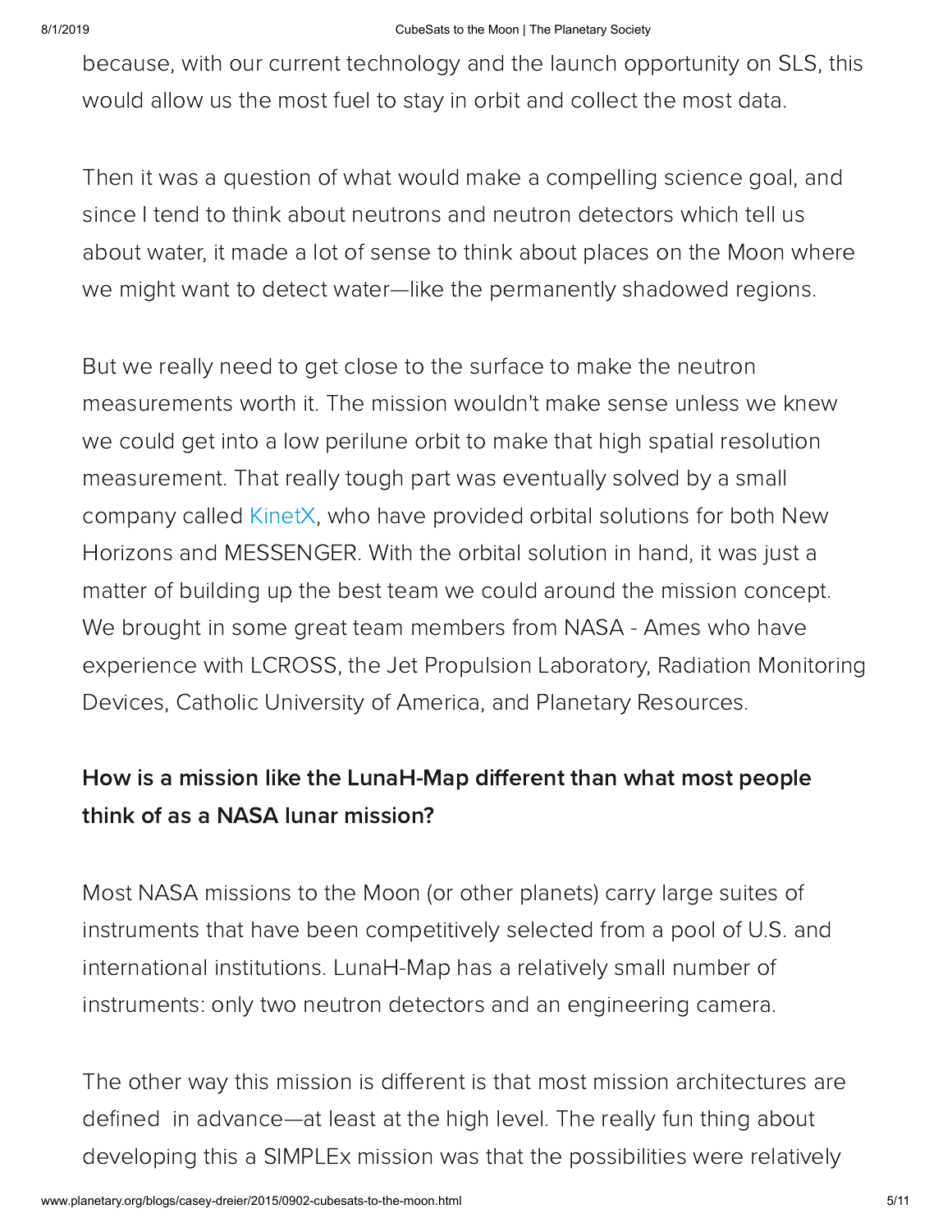because, with our current technology and the launch opportunity on SLS, this would allow us the most fuel to stay in orbit and collect the most data.

Then it was a question of what would make a compelling science goal, and since I tend to think about neutrons and neutron detectors which tell us about water, it made a lot of sense to think about places on the Moon where we might want to detect water—like the permanently shadowed regions.

But we really need to get close to the surface to make the neutron measurements worth it. The mission wouldn't make sense unless we knew we could get into a low perilune orbit to make that high spatial resolution measurement. That really tough part was eventually solved by a small company called KinetX, who have provided orbital solutions for both New Horizons and MESSENGER. With the orbital solution in hand, it was just a matter of building up the best team we could around the mission concept. We brought in some great team members from NASA - Ames who have experience with LCROSS, the Jet Propulsion Laboratory, Radiation Monitoring Devices, Catholic University of America, and Planetary Resources.

**How is a mission like the LunaH-Map different than what most people think of as a NASA lunar mission?**

Most NASA missions to the Moon (or other planets) carry large suites of instruments that have been competitively selected from a pool of U.S. and international institutions. LunaH-Map has a relatively small number of instruments: only two neutron detectors and an engineering camera.

The other way this mission is different is that most mission architectures are defined in advance—at least at the high level. The really fun thing about developing this a SIMPLEx mission was that the possibilities were relatively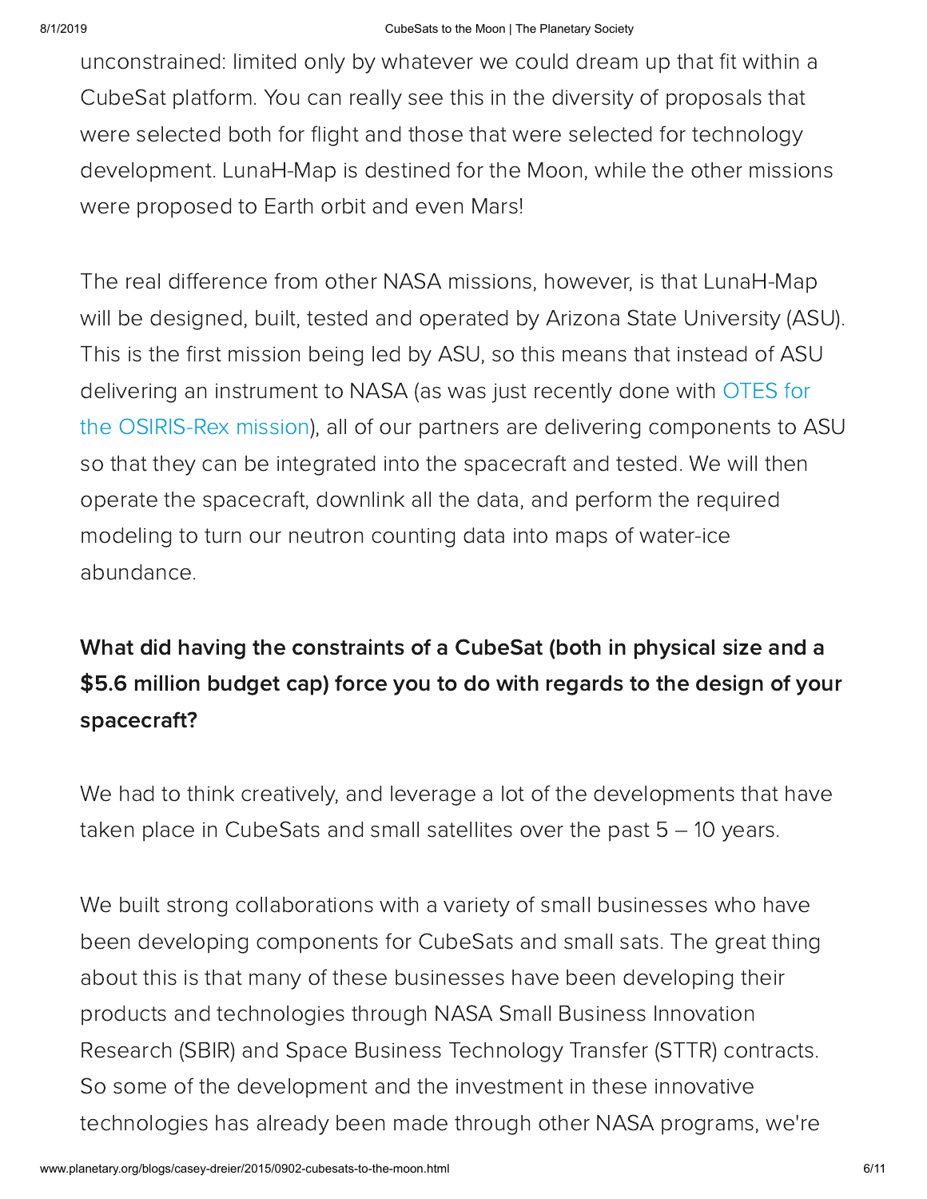unconstrained: limited only by whatever we could dream up that fit within a CubeSat platform. You can really see this in the diversity of proposals that were selected both for flight and those that were selected for technology development. LunaH-Map is destined for the Moon, while the other missions were proposed to Earth orbit and even Mars!

The real difference from other NASA missions, however, is that LunaH-Map will be designed, built, tested and operated by Arizona State University (ASU). This is the first mission being led by ASU, so this means that instead of ASU delivering an instrument to NASA (as was just recently done with OTES for the OSIRIS-Rex mission), all of our partners are delivering components to ASU so that they can be integrated into the spacecraft and tested. We will then operate the spacecraft, downlink all the data, and perform the required modeling to turn our neutron counting data into maps of water-ice abundance.

**What did having the constraints of a CubeSat (both in physical size and a $5.6 million budget cap) force you to do with regards to the design of your spacecraft?**

We had to think creatively, and leverage a lot of the developments that have taken place in CubeSats and small satellites over the past 5 – 10 years.

We built strong collaborations with a variety of small businesses who have been developing components for CubeSats and small sats. The great thing about this is that many of these businesses have been developing their products and technologies through NASA Small Business Innovation Research (SBIR) and Space Business Technology Transfer (STTR) contracts. So some of the development and the investment in these innovative technologies has already been made through other NASA programs, we're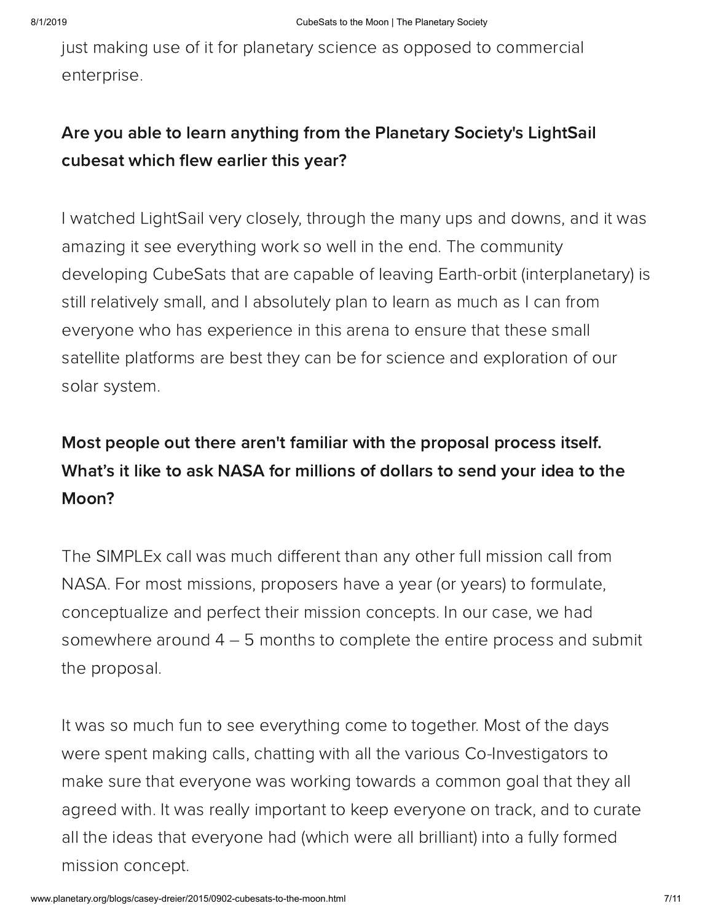just making use of it for planetary science as opposed to commercial enterprise.

**Are you able to learn anything from the Planetary Society's LightSail cubesat which flew earlier this year?**

I watched LightSail very closely, through the many ups and downs, and it was amazing it see everything work so well in the end. The community developing CubeSats that are capable of leaving Earth-orbit (interplanetary) is still relatively small, and I absolutely plan to learn as much as I can from everyone who has experience in this arena to ensure that these small satellite platforms are best they can be for science and exploration of our solar system.

**Most people out there aren't familiar with the proposal process itself. What's it like to ask NASA for millions of dollars to send your idea to the Moon?**

The SIMPLEx call was much different than any other full mission call from NASA. For most missions, proposers have a year (or years) to formulate, conceptualize and perfect their mission concepts. In our case, we had somewhere around 4 – 5 months to complete the entire process and submit the proposal.

It was so much fun to see everything come to together. Most of the days were spent making calls, chatting with all the various Co-Investigators to make sure that everyone was working towards a common goal that they all agreed with. It was really important to keep everyone on track, and to curate all the ideas that everyone had (which were all brilliant) into a fully formed mission concept.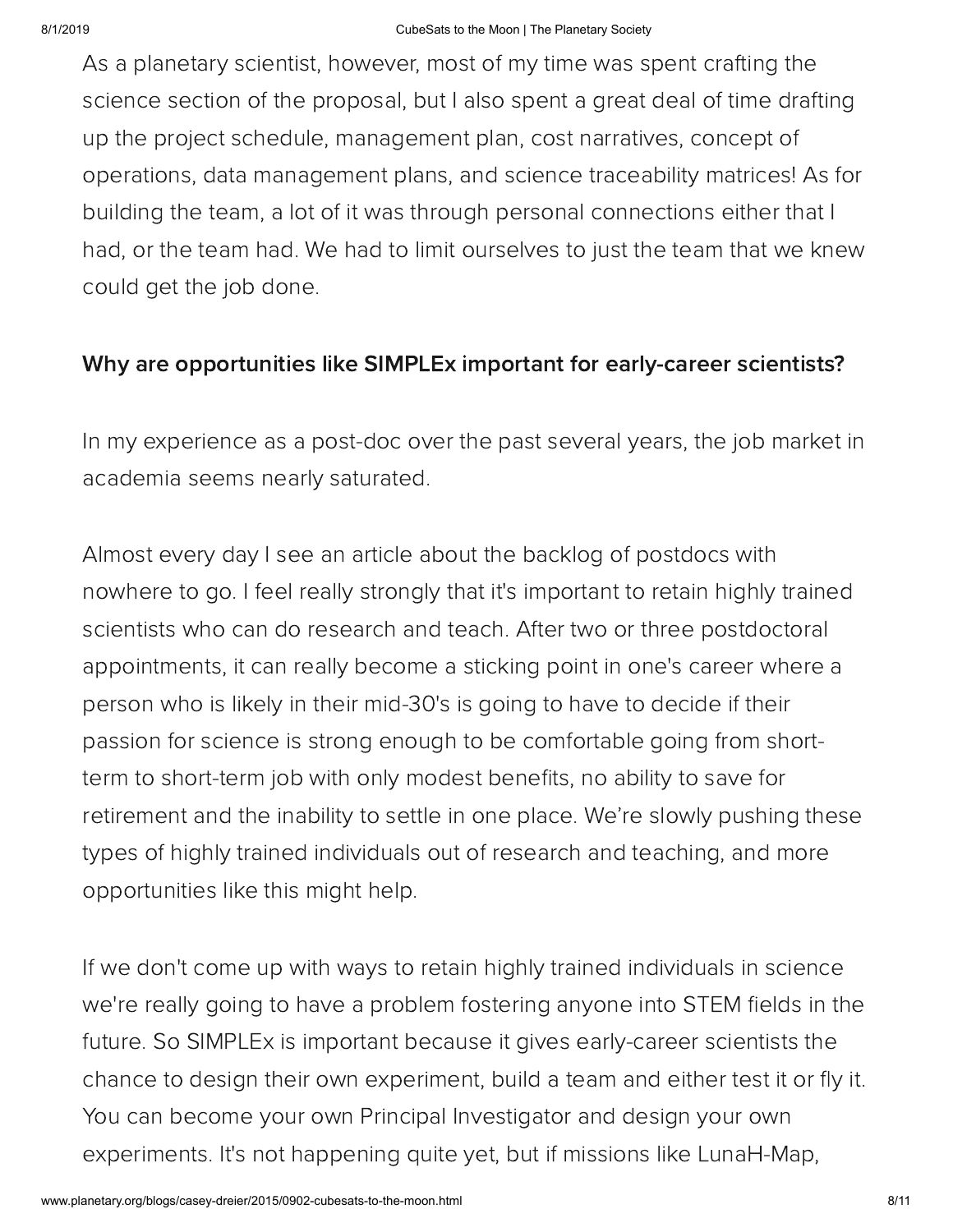As a planetary scientist, however, most of my time was spent crafting the science section of the proposal, but I also spent a great deal of time drafting up the project schedule, management plan, cost narratives, concept of operations, data management plans, and science traceability matrices! As for building the team, a lot of it was through personal connections either that I had, or the team had. We had to limit ourselves to just the team that we knew could get the job done.

**Why are opportunities like SIMPLEx important for early-career scientists?**

In my experience as a post-doc over the past several years, the job market in academia seems nearly saturated.

Almost every day I see an article about the backlog of postdocs with nowhere to go. I feel really strongly that it's important to retain highly trained scientists who can do research and teach. After two or three postdoctoral appointments, it can really become a sticking point in one's career where a person who is likely in their mid-30's is going to have to decide if their passion for science is strong enough to be comfortable going from short-term to short-term job with only modest benefits, no ability to save for retirement and the inability to settle in one place. We're slowly pushing these types of highly trained individuals out of research and teaching, and more opportunities like this might help.

If we don't come up with ways to retain highly trained individuals in science we're really going to have a problem fostering anyone into STEM fields in the future. So SIMPLEx is important because it gives early-career scientists the chance to design their own experiment, build a team and either test it or fly it. You can become your own Principal Investigator and design your own experiments. It's not happening quite yet, but if missions like LunaH-Map,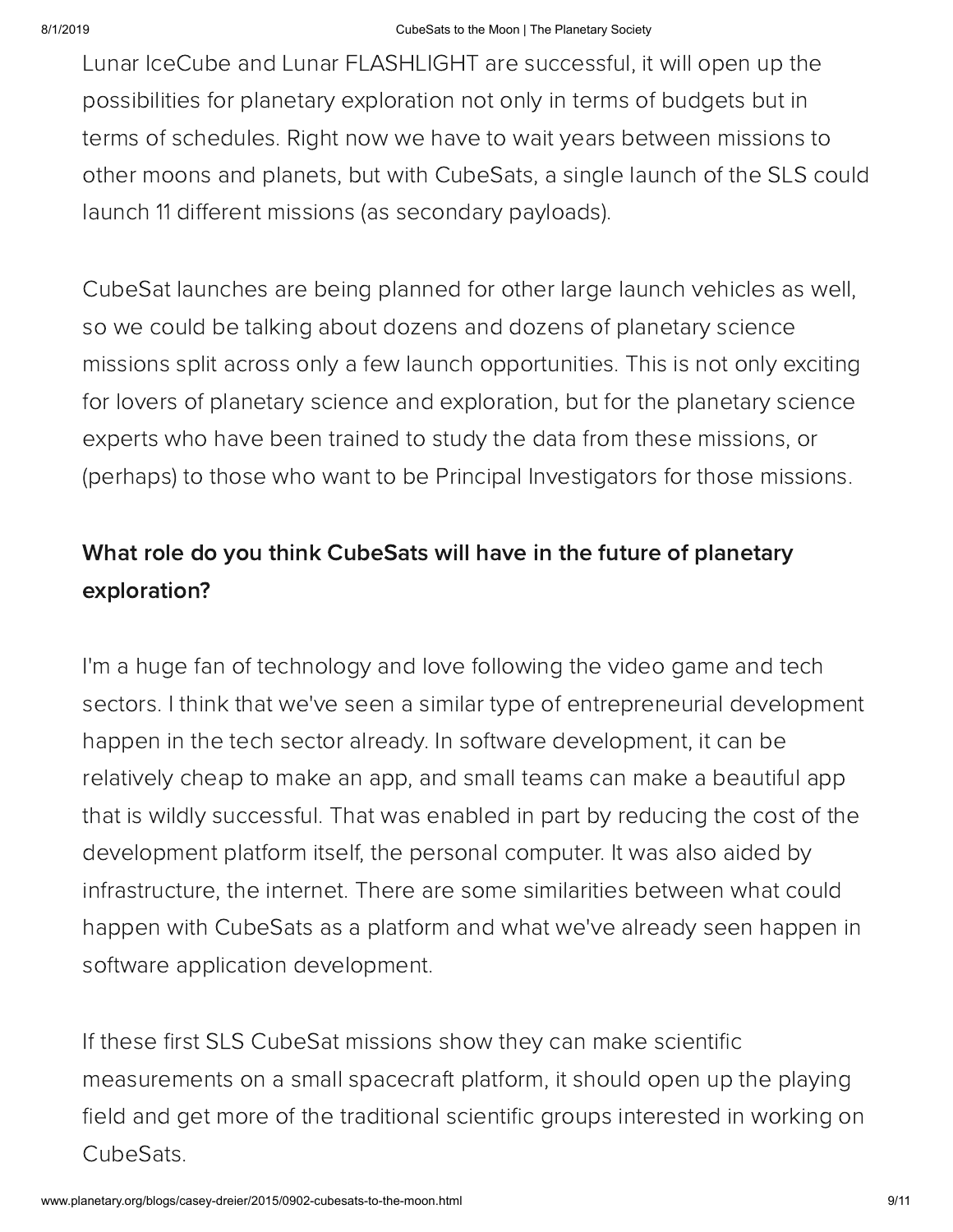Lunar IceCube and Lunar FLASHLIGHT are successful, it will open up the possibilities for planetary exploration not only in terms of budgets but in terms of schedules. Right now we have to wait years between missions to other moons and planets, but with CubeSats, a single launch of the SLS could launch 11 different missions (as secondary payloads).

CubeSat launches are being planned for other large launch vehicles as well, so we could be talking about dozens and dozens of planetary science missions split across only a few launch opportunities. This is not only exciting for lovers of planetary science and exploration, but for the planetary science experts who have been trained to study the data from these missions, or (perhaps) to those who want to be Principal Investigators for those missions.

**What role do you think CubeSats will have in the future of planetary exploration?**

I'm a huge fan of technology and love following the video game and tech sectors. I think that we've seen a similar type of entrepreneurial development happen in the tech sector already. In software development, it can be relatively cheap to make an app, and small teams can make a beautiful app that is wildly successful. That was enabled in part by reducing the cost of the development platform itself, the personal computer. It was also aided by infrastructure, the internet. There are some similarities between what could happen with CubeSats as a platform and what we've already seen happen in software application development.

If these first SLS CubeSat missions show they can make scientific measurements on a small spacecraft platform, it should open up the playing field and get more of the traditional scientific groups interested in working on CubeSats.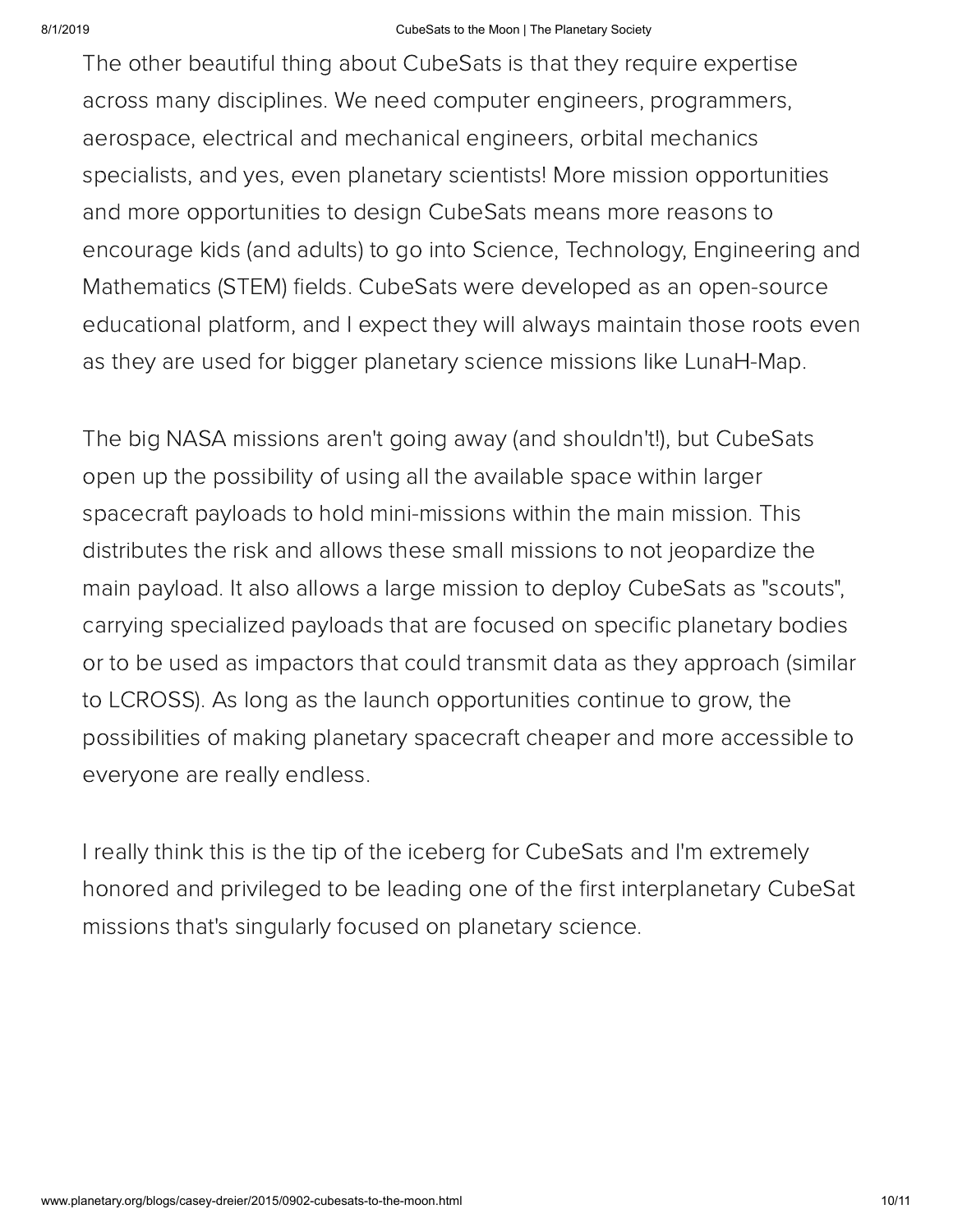The other beautiful thing about CubeSats is that they require expertise across many disciplines. We need computer engineers, programmers, aerospace, electrical and mechanical engineers, orbital mechanics specialists, and yes, even planetary scientists! More mission opportunities and more opportunities to design CubeSats means more reasons to encourage kids (and adults) to go into Science, Technology, Engineering and Mathematics (STEM) fields. CubeSats were developed as an open-source educational platform, and I expect they will always maintain those roots even as they are used for bigger planetary science missions like LunaH-Map.

The big NASA missions aren't going away (and shouldn't!), but CubeSats open up the possibility of using all the available space within larger spacecraft payloads to hold mini-missions within the main mission. This distributes the risk and allows these small missions to not jeopardize the main payload. It also allows a large mission to deploy CubeSats as "scouts", carrying specialized payloads that are focused on specific planetary bodies or to be used as impactors that could transmit data as they approach (similar to LCROSS). As long as the launch opportunities continue to grow, the possibilities of making planetary spacecraft cheaper and more accessible to everyone are really endless.

I really think this is the tip of the iceberg for CubeSats and I'm extremely honored and privileged to be leading one of the first interplanetary CubeSat missions that's singularly focused on planetary science.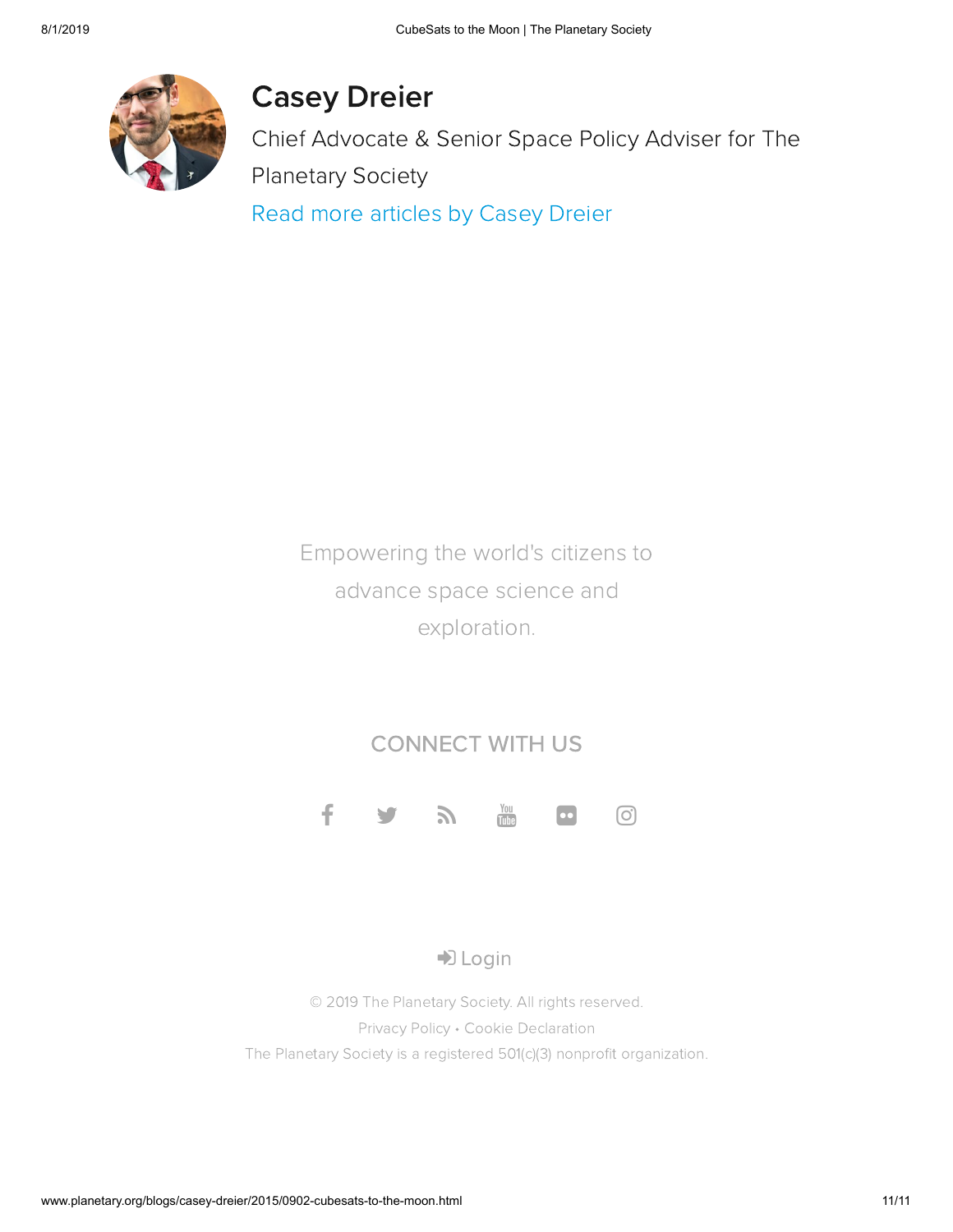## Casey Dreier

Chief Advocate & Senior Space Policy Adviser for The Planetary Society

Read more articles by Casey Dreier

Empowering the world's citizens to advance space science and exploration.

CONNECT WITH US

Login

© 2019 The Planetary Society. All rights reserved.

Privacy Policy • Cookie Declaration

The Planetary Society is a registered 501(c)(3) nonprofit organization.